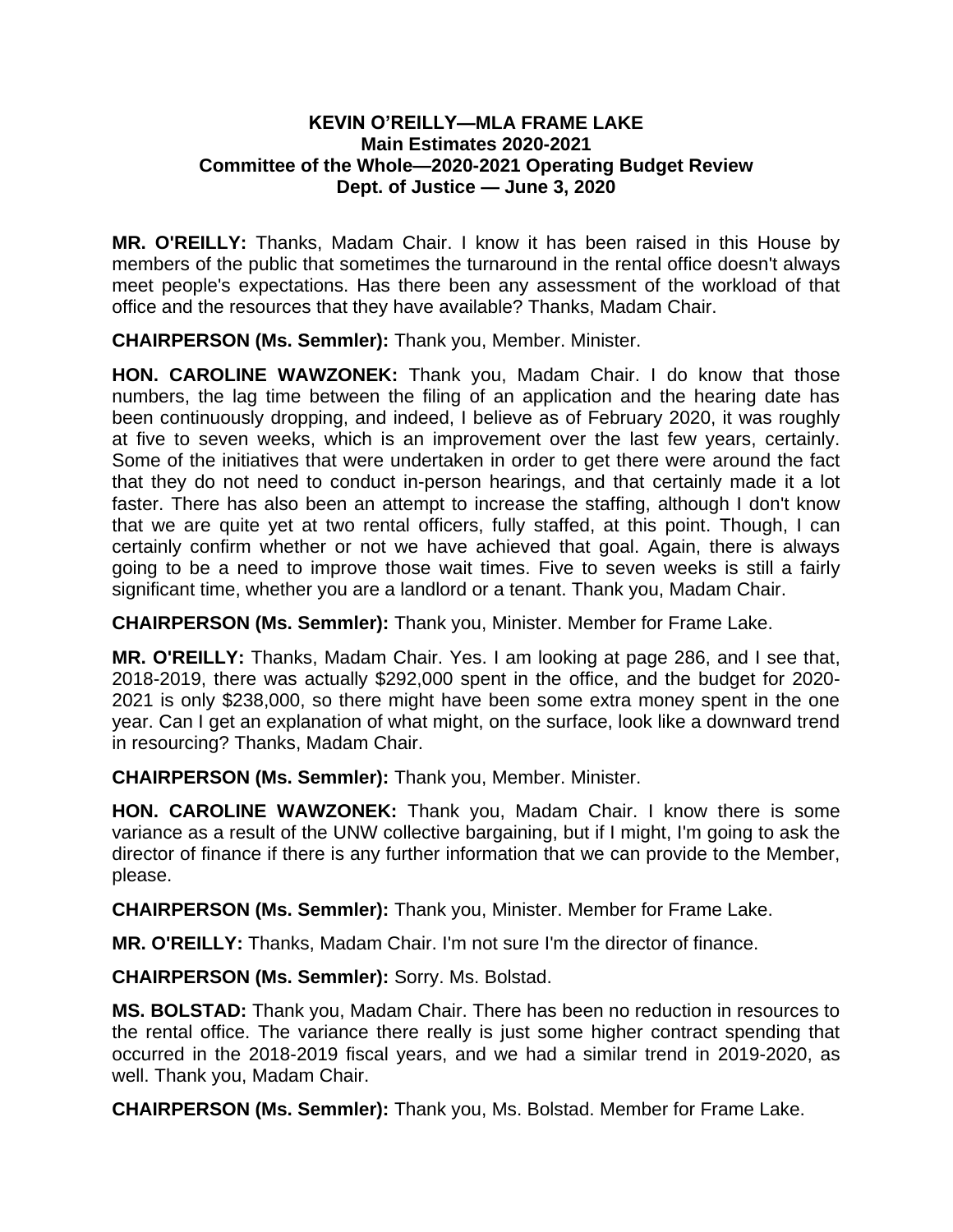**KEVIN O'REILLY—MLA FRAME LAKE**
**Main Estimates 2020-2021**
**Committee of the Whole—2020-2021 Operating Budget Review**
**Dept. of Justice — June 3, 2020**

**MR. O'REILLY:** Thanks, Madam Chair. I know it has been raised in this House by members of the public that sometimes the turnaround in the rental office doesn't always meet people's expectations. Has there been any assessment of the workload of that office and the resources that they have available? Thanks, Madam Chair.

**CHAIRPERSON (Ms. Semmler):** Thank you, Member. Minister.

**HON. CAROLINE WAWZONEK:** Thank you, Madam Chair. I do know that those numbers, the lag time between the filing of an application and the hearing date has been continuously dropping, and indeed, I believe as of February 2020, it was roughly at five to seven weeks, which is an improvement over the last few years, certainly. Some of the initiatives that were undertaken in order to get there were around the fact that they do not need to conduct in-person hearings, and that certainly made it a lot faster. There has also been an attempt to increase the staffing, although I don't know that we are quite yet at two rental officers, fully staffed, at this point. Though, I can certainly confirm whether or not we have achieved that goal. Again, there is always going to be a need to improve those wait times. Five to seven weeks is still a fairly significant time, whether you are a landlord or a tenant. Thank you, Madam Chair.

**CHAIRPERSON (Ms. Semmler):** Thank you, Minister. Member for Frame Lake.

**MR. O'REILLY:** Thanks, Madam Chair. Yes. I am looking at page 286, and I see that, 2018-2019, there was actually $292,000 spent in the office, and the budget for 2020-2021 is only $238,000, so there might have been some extra money spent in the one year. Can I get an explanation of what might, on the surface, look like a downward trend in resourcing? Thanks, Madam Chair.

**CHAIRPERSON (Ms. Semmler):** Thank you, Member. Minister.

**HON. CAROLINE WAWZONEK:** Thank you, Madam Chair. I know there is some variance as a result of the UNW collective bargaining, but if I might, I'm going to ask the director of finance if there is any further information that we can provide to the Member, please.

**CHAIRPERSON (Ms. Semmler):** Thank you, Minister. Member for Frame Lake.

**MR. O'REILLY:** Thanks, Madam Chair. I'm not sure I'm the director of finance.

**CHAIRPERSON (Ms. Semmler):** Sorry. Ms. Bolstad.

**MS. BOLSTAD:** Thank you, Madam Chair. There has been no reduction in resources to the rental office. The variance there really is just some higher contract spending that occurred in the 2018-2019 fiscal years, and we had a similar trend in 2019-2020, as well. Thank you, Madam Chair.

**CHAIRPERSON (Ms. Semmler):** Thank you, Ms. Bolstad. Member for Frame Lake.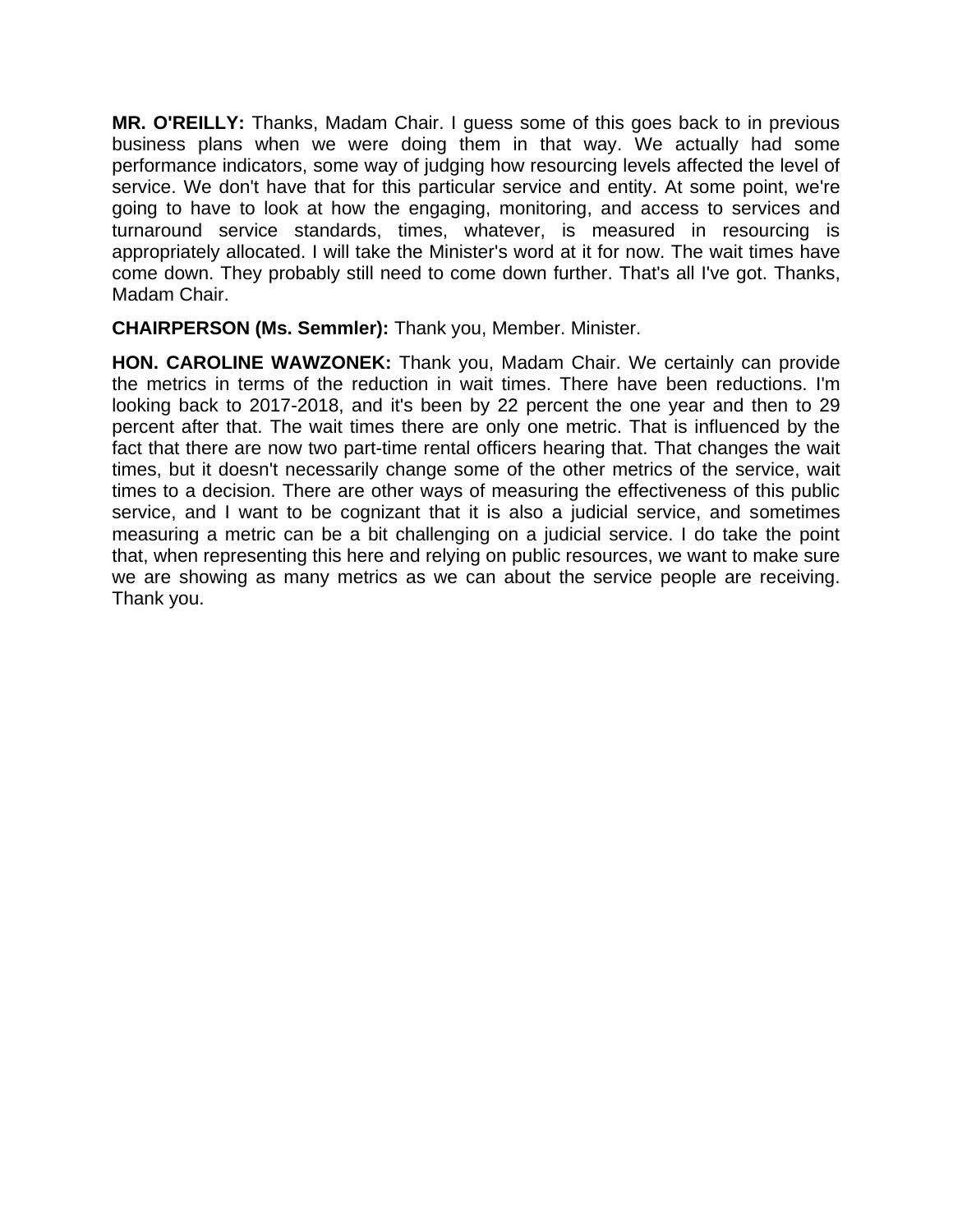**MR. O'REILLY:** Thanks, Madam Chair. I guess some of this goes back to in previous business plans when we were doing them in that way. We actually had some performance indicators, some way of judging how resourcing levels affected the level of service. We don't have that for this particular service and entity. At some point, we're going to have to look at how the engaging, monitoring, and access to services and turnaround service standards, times, whatever, is measured in resourcing is appropriately allocated. I will take the Minister's word at it for now. The wait times have come down. They probably still need to come down further. That's all I've got. Thanks, Madam Chair.

**CHAIRPERSON (Ms. Semmler):** Thank you, Member. Minister.

**HON. CAROLINE WAWZONEK:** Thank you, Madam Chair. We certainly can provide the metrics in terms of the reduction in wait times. There have been reductions. I'm looking back to 2017-2018, and it's been by 22 percent the one year and then to 29 percent after that. The wait times there are only one metric. That is influenced by the fact that there are now two part-time rental officers hearing that. That changes the wait times, but it doesn't necessarily change some of the other metrics of the service, wait times to a decision. There are other ways of measuring the effectiveness of this public service, and I want to be cognizant that it is also a judicial service, and sometimes measuring a metric can be a bit challenging on a judicial service. I do take the point that, when representing this here and relying on public resources, we want to make sure we are showing as many metrics as we can about the service people are receiving. Thank you.